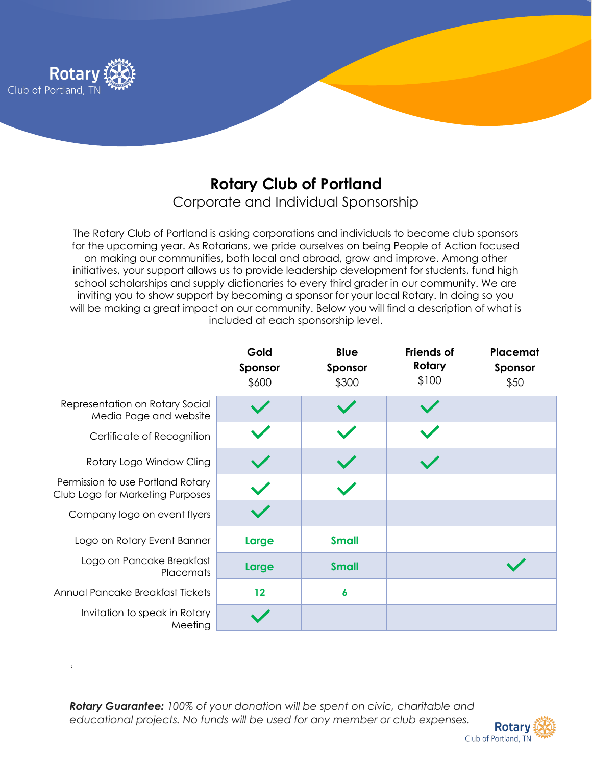Rotary Club of Portland, TN

# Rotary Club of Portland

## Corporate and Individual Sponsorship

The Rotary Club of Portland is asking corporations and individuals to become club sponsors for the upcoming year. As Rotarians, we pride ourselves on being People of Action focused on making our communities, both local and abroad, grow and improve. Among other initiatives, your support allows us to provide leadership development for students, fund high school scholarships and supply dictionaries to every third grader in our community. We are inviting you to show support by becoming a sponsor for your local Rotary. In doing so you will be making a great impact on our community. Below you will find a description of what is included at each sponsorship level.

| | **Gold Sponsor** $600 | **Blue Sponsor** $300 | **Friends of Rotary** $100 | **Placemat Sponsor** $50 |
|---|---|---|---|---|
| Representation on Rotary Social Media Page and website | ✓ | ✓ | ✓ | |
| Certificate of Recognition | ✓ | ✓ | ✓ | |
| Rotary Logo Window Cling | ✓ | ✓ | ✓ | |
| Permission to use Portland Rotary Club Logo for Marketing Purposes | ✓ | ✓ | | |
| Company logo on event flyers | ✓ | | | |
| Logo on Rotary Event Banner | **Large** | **Small** | | |
| Logo on Pancake Breakfast Placemats | **Large** | **Small** | | ✓ |
| Annual Pancake Breakfast Tickets | **12** | **6** | | |
| Invitation to speak in Rotary Meeting | ✓ | | | |

***Rotary Guarantee:*** *100% of your donation will be spent on civic, charitable and educational projects. No funds will be used for any member or club expenses.*

Rotary Club of Portland, TN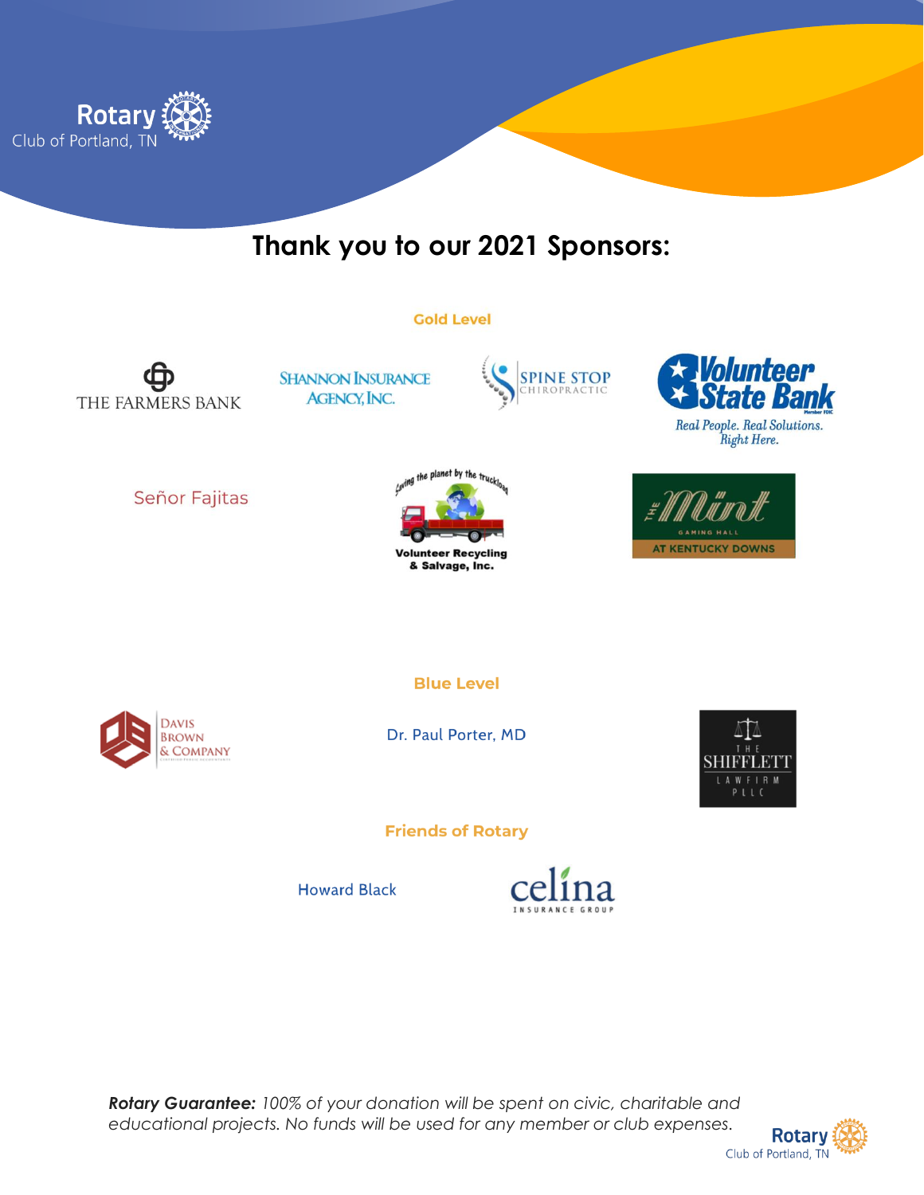Rotary
Club of Portland, TN

# Thank you to our 2021 Sponsors:

## Gold Level

THE FARMERS BANK

SHANNON INSURANCE AGENCY, INC.

SPINE STOP CHIROPRACTIC

Volunteer State Bank
Member FDIC
Real People. Real Solutions. Right Here.

Señor Fajitas

Saving the planet by the truckload
Volunteer Recycling & Salvage, Inc.

The Mint
GAMING HALL
AT KENTUCKY DOWNS

## Blue Level

Davis Brown & Company

Dr. Paul Porter, MD

The Shifflett Law Firm PLLC

## Friends of Rotary

Howard Black

celina INSURANCE GROUP

***Rotary Guarantee:*** *100% of your donation will be spent on civic, charitable and educational projects. No funds will be used for any member or club expenses.*

Rotary
Club of Portland, TN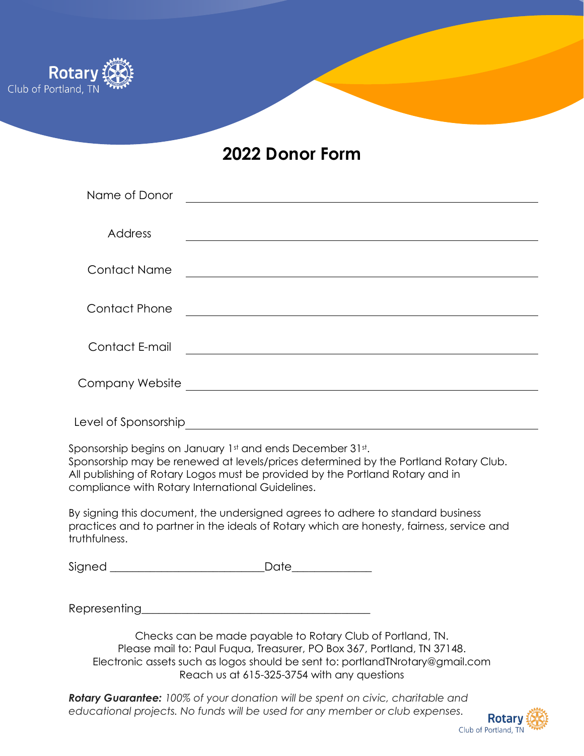Rotary
Club of Portland, TN

# 2022 Donor Form

Name of Donor ______________________________

Address ______________________________

Contact Name ______________________________

Contact Phone ______________________________

Contact E-mail ______________________________

Company Website ______________________________

Level of Sponsorship ______________________________

Sponsorship begins on January 1st and ends December 31st.
Sponsorship may be renewed at levels/prices determined by the Portland Rotary Club.
All publishing of Rotary Logos must be provided by the Portland Rotary and in compliance with Rotary International Guidelines.

By signing this document, the undersigned agrees to adhere to standard business practices and to partner in the ideals of Rotary which are honesty, fairness, service and truthfulness.

Signed ___________________________Date______________

Representing________________________________________

Checks can be made payable to Rotary Club of Portland, TN.
Please mail to: Paul Fuqua, Treasurer, PO Box 367, Portland, TN 37148.
Electronic assets such as logos should be sent to: portlandTNrotary@gmail.com
Reach us at 615-325-3754 with any questions

***Rotary Guarantee:*** *100% of your donation will be spent on civic, charitable and educational projects. No funds will be used for any member or club expenses.*

Rotary
Club of Portland, TN